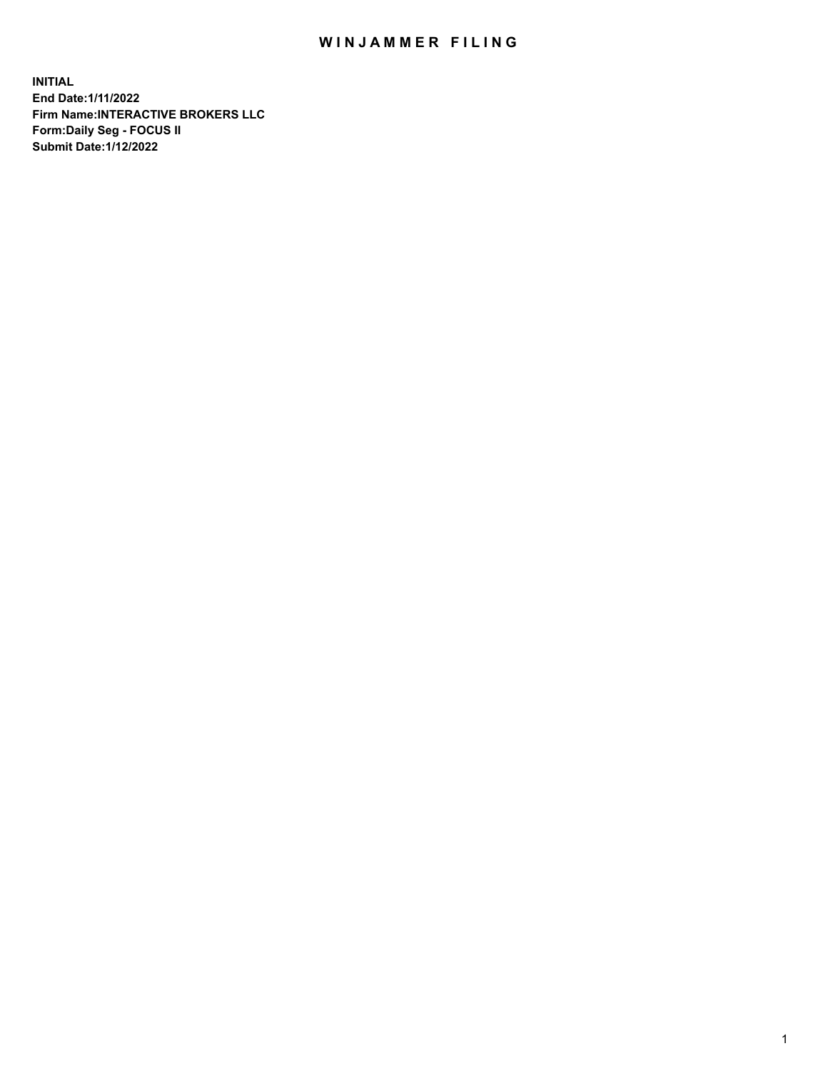# WINJAMMER FILING

**INITIAL**
**End Date:1/11/2022**
**Firm Name:INTERACTIVE BROKERS LLC**
**Form:Daily Seg - FOCUS II**
**Submit Date:1/12/2022**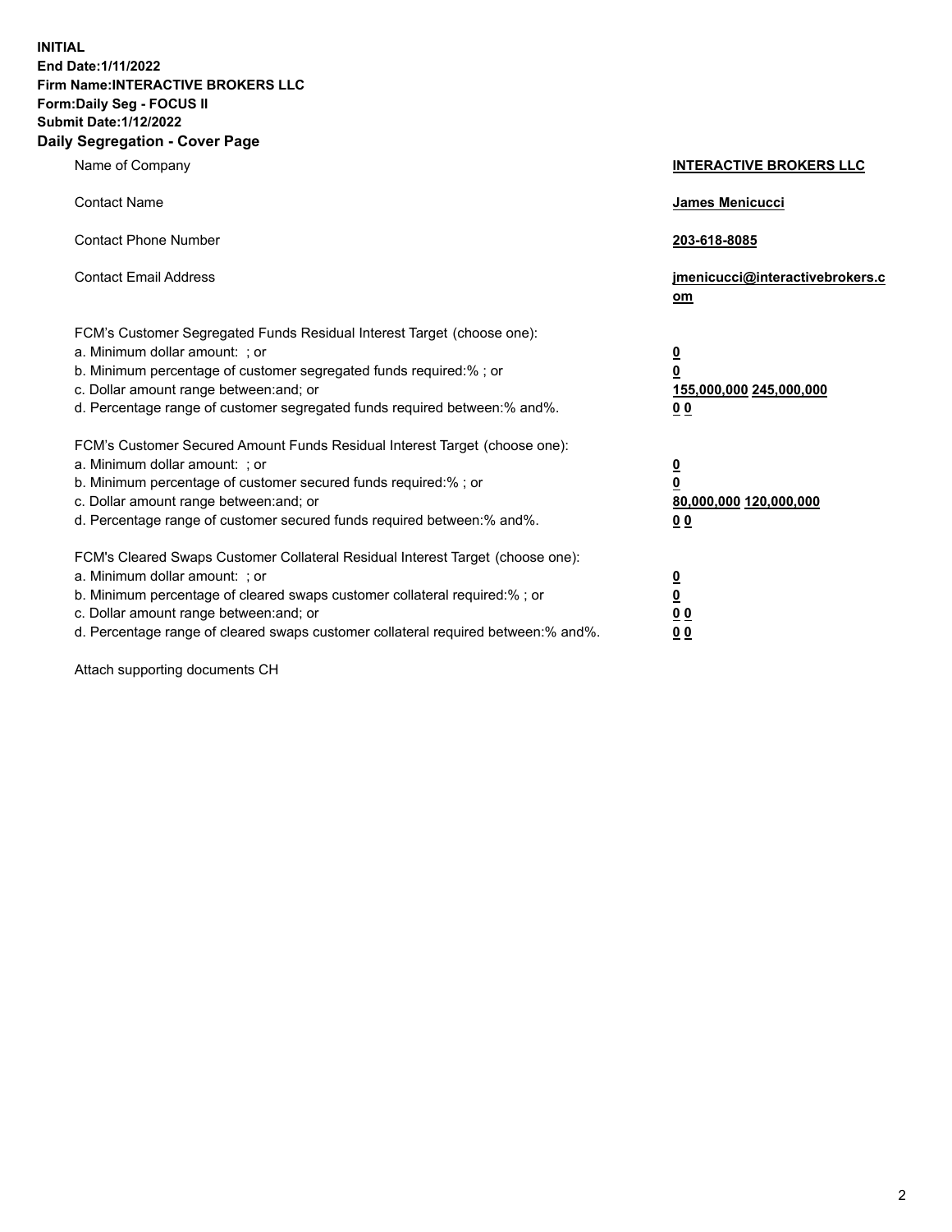**INITIAL**
**End Date:1/11/2022**
**Firm Name:INTERACTIVE BROKERS LLC**
**Form:Daily Seg - FOCUS II**
**Submit Date:1/12/2022**

## Daily Segregation - Cover Page

| | |
|---|---|
| Name of Company | **INTERACTIVE BROKERS LLC** |
| Contact Name | **James Menicucci** |
| Contact Phone Number | **203-618-8085** |
| Contact Email Address | **jmenicucci@interactivebrokers.com** |
| FCM's Customer Segregated Funds Residual Interest Target (choose one): | |
| a. Minimum dollar amount: ; or | **0** |
| b. Minimum percentage of customer segregated funds required:% ; or | **0** |
| c. Dollar amount range between:and; or | **155,000,000 245,000,000** |
| d. Percentage range of customer segregated funds required between:% and%. | **0 0** |
| FCM's Customer Secured Amount Funds Residual Interest Target (choose one): | |
| a. Minimum dollar amount: ; or | **0** |
| b. Minimum percentage of customer secured funds required:% ; or | **0** |
| c. Dollar amount range between:and; or | **80,000,000 120,000,000** |
| d. Percentage range of customer secured funds required between:% and%. | **0 0** |
| FCM's Cleared Swaps Customer Collateral Residual Interest Target (choose one): | |
| a. Minimum dollar amount: ; or | **0** |
| b. Minimum percentage of cleared swaps customer collateral required:% ; or | **0** |
| c. Dollar amount range between:and; or | **0 0** |
| d. Percentage range of cleared swaps customer collateral required between:% and%. | **0 0** |

Attach supporting documents CH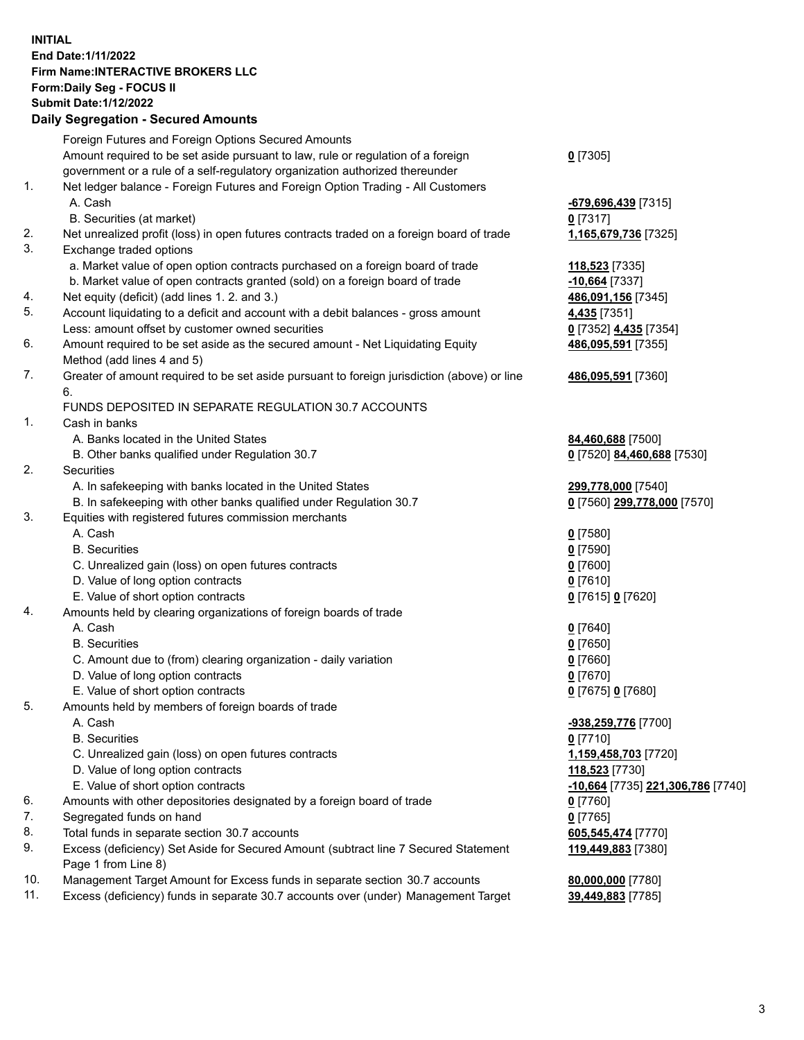**INITIAL**
**End Date:1/11/2022**
**Firm Name:INTERACTIVE BROKERS LLC**
**Form:Daily Seg - FOCUS II**
**Submit Date:1/12/2022**

### Daily Segregation - Secured Amounts

| | | |
|---|---|---|
| | Foreign Futures and Foreign Options Secured Amounts | |
| | Amount required to be set aside pursuant to law, rule or regulation of a foreign government or a rule of a self-regulatory organization authorized thereunder | **0** [7305] |
| 1. | Net ledger balance - Foreign Futures and Foreign Option Trading - All Customers | |
| | A. Cash | **-679,696,439** [7315] |
| | B. Securities (at market) | **0** [7317] |
| 2. | Net unrealized profit (loss) in open futures contracts traded on a foreign board of trade | **1,165,679,736** [7325] |
| 3. | Exchange traded options | |
| | a. Market value of open option contracts purchased on a foreign board of trade | **118,523** [7335] |
| | b. Market value of open contracts granted (sold) on a foreign board of trade | **-10,664** [7337] |
| 4. | Net equity (deficit) (add lines 1. 2. and 3.) | **486,091,156** [7345] |
| 5. | Account liquidating to a deficit and account with a debit balances - gross amount | **4,435** [7351] |
| | Less: amount offset by customer owned securities | **0** [7352] **4,435** [7354] |
| 6. | Amount required to be set aside as the secured amount - Net Liquidating Equity Method (add lines 4 and 5) | **486,095,591** [7355] |
| 7. | Greater of amount required to be set aside pursuant to foreign jurisdiction (above) or line 6. | **486,095,591** [7360] |
| | FUNDS DEPOSITED IN SEPARATE REGULATION 30.7 ACCOUNTS | |
| 1. | Cash in banks | |
| | A. Banks located in the United States | **84,460,688** [7500] |
| | B. Other banks qualified under Regulation 30.7 | **0** [7520] **84,460,688** [7530] |
| 2. | Securities | |
| | A. In safekeeping with banks located in the United States | **299,778,000** [7540] |
| | B. In safekeeping with other banks qualified under Regulation 30.7 | **0** [7560] **299,778,000** [7570] |
| 3. | Equities with registered futures commission merchants | |
| | A. Cash | **0** [7580] |
| | B. Securities | **0** [7590] |
| | C. Unrealized gain (loss) on open futures contracts | **0** [7600] |
| | D. Value of long option contracts | **0** [7610] |
| | E. Value of short option contracts | **0** [7615] **0** [7620] |
| 4. | Amounts held by clearing organizations of foreign boards of trade | |
| | A. Cash | **0** [7640] |
| | B. Securities | **0** [7650] |
| | C. Amount due to (from) clearing organization - daily variation | **0** [7660] |
| | D. Value of long option contracts | **0** [7670] |
| | E. Value of short option contracts | **0** [7675] **0** [7680] |
| 5. | Amounts held by members of foreign boards of trade | |
| | A. Cash | **-938,259,776** [7700] |
| | B. Securities | **0** [7710] |
| | C. Unrealized gain (loss) on open futures contracts | **1,159,458,703** [7720] |
| | D. Value of long option contracts | **118,523** [7730] |
| | E. Value of short option contracts | **-10,664** [7735] **221,306,786** [7740] |
| 6. | Amounts with other depositories designated by a foreign board of trade | **0** [7760] |
| 7. | Segregated funds on hand | **0** [7765] |
| 8. | Total funds in separate section 30.7 accounts | **605,545,474** [7770] |
| 9. | Excess (deficiency) Set Aside for Secured Amount (subtract line 7 Secured Statement Page 1 from Line 8) | **119,449,883** [7380] |
| 10. | Management Target Amount for Excess funds in separate section 30.7 accounts | **80,000,000** [7780] |
| 11. | Excess (deficiency) funds in separate 30.7 accounts over (under) Management Target | **39,449,883** [7785] |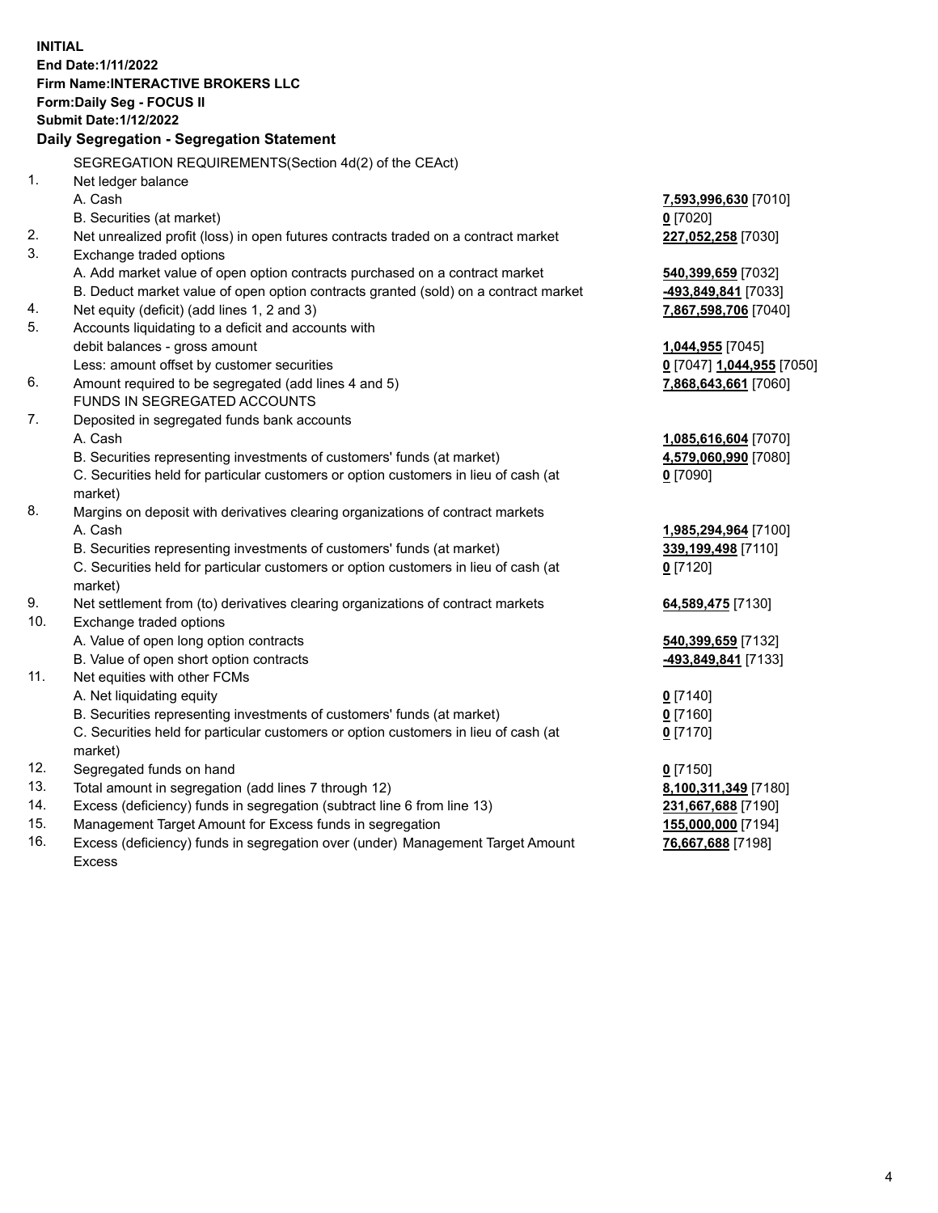**INITIAL**
**End Date:1/11/2022**
**Firm Name:INTERACTIVE BROKERS LLC**
**Form:Daily Seg - FOCUS II**
**Submit Date:1/12/2022**

### Daily Segregation - Segregation Statement

SEGREGATION REQUIREMENTS(Section 4d(2) of the CEAct)

| | | |
|---|---|---|
| 1. | Net ledger balance | |
| | A. Cash | **7,593,996,630** [7010] |
| | B. Securities (at market) | **0** [7020] |
| 2. | Net unrealized profit (loss) in open futures contracts traded on a contract market | **227,052,258** [7030] |
| 3. | Exchange traded options | |
| | A. Add market value of open option contracts purchased on a contract market | **540,399,659** [7032] |
| | B. Deduct market value of open option contracts granted (sold) on a contract market | **-493,849,841** [7033] |
| 4. | Net equity (deficit) (add lines 1, 2 and 3) | **7,867,598,706** [7040] |
| 5. | Accounts liquidating to a deficit and accounts with debit balances - gross amount | **1,044,955** [7045] |
| | Less: amount offset by customer securities | **0** [7047] **1,044,955** [7050] |
| 6. | Amount required to be segregated (add lines 4 and 5) | **7,868,643,661** [7060] |
| | FUNDS IN SEGREGATED ACCOUNTS | |
| 7. | Deposited in segregated funds bank accounts | |
| | A. Cash | **1,085,616,604** [7070] |
| | B. Securities representing investments of customers' funds (at market) | **4,579,060,990** [7080] |
| | C. Securities held for particular customers or option customers in lieu of cash (at market) | **0** [7090] |
| 8. | Margins on deposit with derivatives clearing organizations of contract markets | |
| | A. Cash | **1,985,294,964** [7100] |
| | B. Securities representing investments of customers' funds (at market) | **339,199,498** [7110] |
| | C. Securities held for particular customers or option customers in lieu of cash (at market) | **0** [7120] |
| 9. | Net settlement from (to) derivatives clearing organizations of contract markets | **64,589,475** [7130] |
| 10. | Exchange traded options | |
| | A. Value of open long option contracts | **540,399,659** [7132] |
| | B. Value of open short option contracts | **-493,849,841** [7133] |
| 11. | Net equities with other FCMs | |
| | A. Net liquidating equity | **0** [7140] |
| | B. Securities representing investments of customers' funds (at market) | **0** [7160] |
| | C. Securities held for particular customers or option customers in lieu of cash (at market) | **0** [7170] |
| 12. | Segregated funds on hand | **0** [7150] |
| 13. | Total amount in segregation (add lines 7 through 12) | **8,100,311,349** [7180] |
| 14. | Excess (deficiency) funds in segregation (subtract line 6 from line 13) | **231,667,688** [7190] |
| 15. | Management Target Amount for Excess funds in segregation | **155,000,000** [7194] |
| 16. | Excess (deficiency) funds in segregation over (under) Management Target Amount Excess | **76,667,688** [7198] |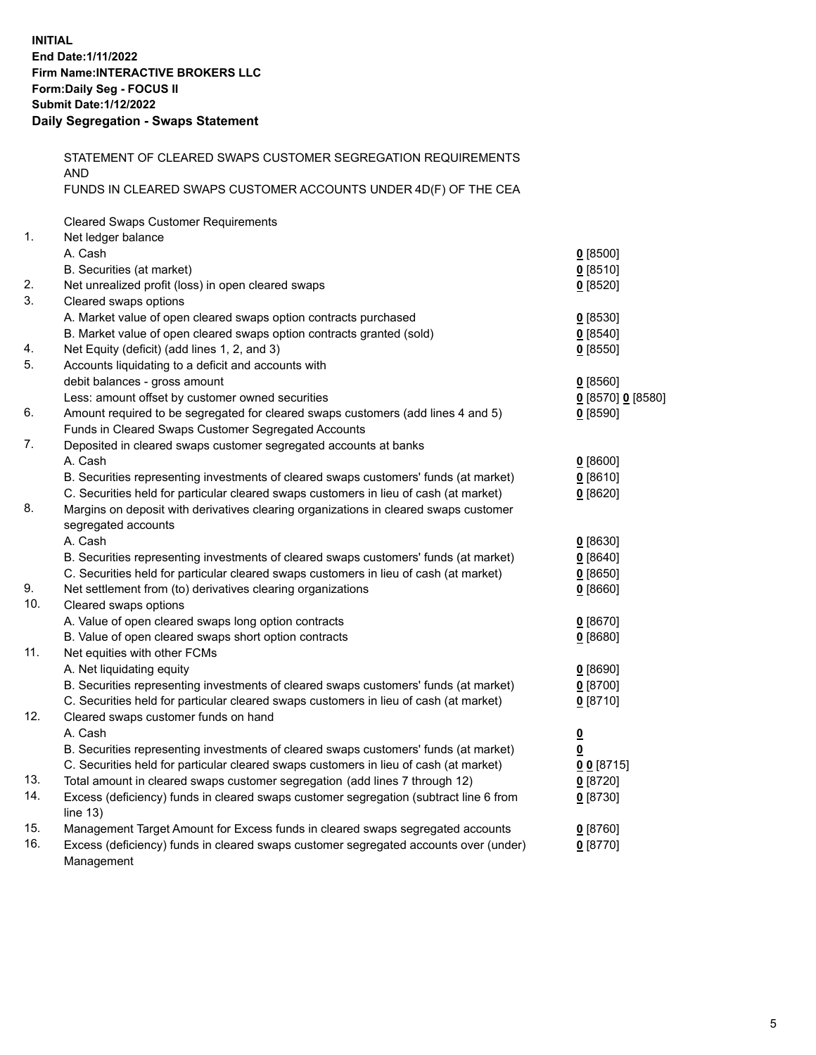**INITIAL**
**End Date:1/11/2022**
**Firm Name:INTERACTIVE BROKERS LLC**
**Form:Daily Seg - FOCUS II**
**Submit Date:1/12/2022**
**Daily Segregation - Swaps Statement**

STATEMENT OF CLEARED SWAPS CUSTOMER SEGREGATION REQUIREMENTS AND FUNDS IN CLEARED SWAPS CUSTOMER ACCOUNTS UNDER 4D(F) OF THE CEA

| | | |
|---|---|---|
| | Cleared Swaps Customer Requirements | |
| 1. | Net ledger balance | |
| | A. Cash | 0 [8500] |
| | B. Securities (at market) | 0 [8510] |
| 2. | Net unrealized profit (loss) in open cleared swaps | 0 [8520] |
| 3. | Cleared swaps options | |
| | A. Market value of open cleared swaps option contracts purchased | 0 [8530] |
| | B. Market value of open cleared swaps option contracts granted (sold) | 0 [8540] |
| 4. | Net Equity (deficit) (add lines 1, 2, and 3) | 0 [8550] |
| 5. | Accounts liquidating to a deficit and accounts with debit balances - gross amount | 0 [8560] |
| | Less: amount offset by customer owned securities | 0 [8570] 0 [8580] |
| 6. | Amount required to be segregated for cleared swaps customers (add lines 4 and 5) | 0 [8590] |
| | Funds in Cleared Swaps Customer Segregated Accounts | |
| 7. | Deposited in cleared swaps customer segregated accounts at banks | |
| | A. Cash | 0 [8600] |
| | B. Securities representing investments of cleared swaps customers' funds (at market) | 0 [8610] |
| | C. Securities held for particular cleared swaps customers in lieu of cash (at market) | 0 [8620] |
| 8. | Margins on deposit with derivatives clearing organizations in cleared swaps customer segregated accounts | |
| | A. Cash | 0 [8630] |
| | B. Securities representing investments of cleared swaps customers' funds (at market) | 0 [8640] |
| | C. Securities held for particular cleared swaps customers in lieu of cash (at market) | 0 [8650] |
| 9. | Net settlement from (to) derivatives clearing organizations | 0 [8660] |
| 10. | Cleared swaps options | |
| | A. Value of open cleared swaps long option contracts | 0 [8670] |
| | B. Value of open cleared swaps short option contracts | 0 [8680] |
| 11. | Net equities with other FCMs | |
| | A. Net liquidating equity | 0 [8690] |
| | B. Securities representing investments of cleared swaps customers' funds (at market) | 0 [8700] |
| | C. Securities held for particular cleared swaps customers in lieu of cash (at market) | 0 [8710] |
| 12. | Cleared swaps customer funds on hand | |
| | A. Cash | 0 |
| | B. Securities representing investments of cleared swaps customers' funds (at market) | 0 |
| | C. Securities held for particular cleared swaps customers in lieu of cash (at market) | 0 0 [8715] |
| 13. | Total amount in cleared swaps customer segregation (add lines 7 through 12) | 0 [8720] |
| 14. | Excess (deficiency) funds in cleared swaps customer segregation (subtract line 6 from line 13) | 0 [8730] |
| 15. | Management Target Amount for Excess funds in cleared swaps segregated accounts | 0 [8760] |
| 16. | Excess (deficiency) funds in cleared swaps customer segregated accounts over (under) Management | 0 [8770] |